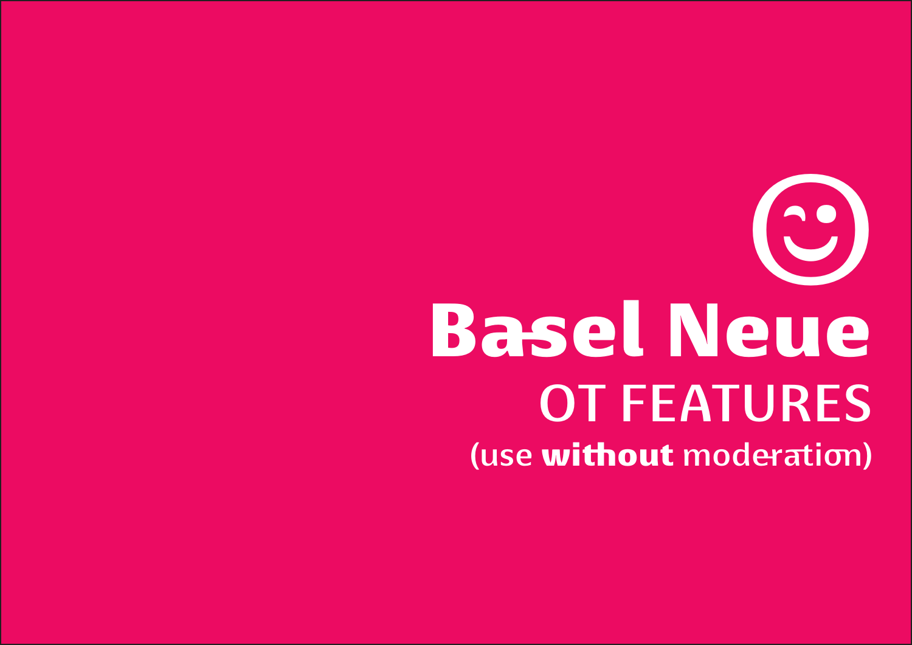☺

# Basel Neue

## OT FEATURES

(use **without** moderation)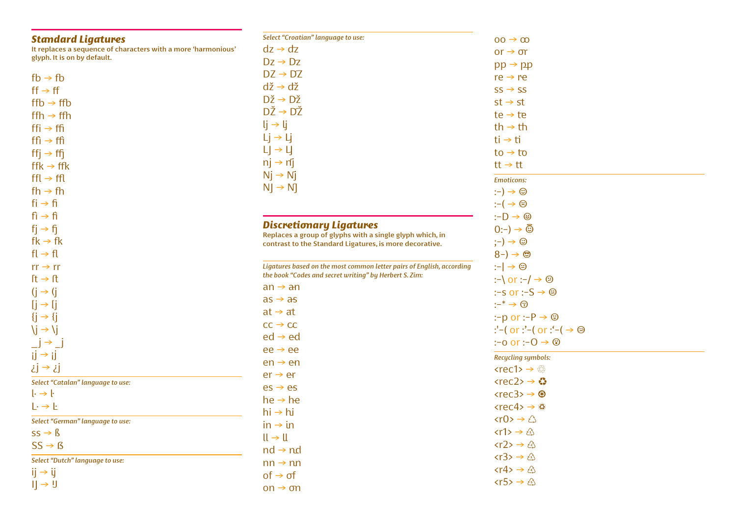## Standard Ligatures

It replaces a sequence of characters with a more 'harmonious' glyph. It is on by default.

fb → fb
ff → ff
ffb → ffb
ffh → ffh
ffi → ffi
ffì → ffì
ffj → ffj
ffk → ffk
ffl → ffl
fh → fh
fi → fi
fì → fì
fj → fj
fk → fk
fl → fl
rr → rr
ſt → ſt
(j → (j
[j → [j
{j → {j
\j → \j
_j → _j
¡j → ¡j
¿j → ¿j

*Select "Catalan" language to use:*

l· → l·
L· → L·

*Select "German" language to use:*

ss → ß
SS → ẞ

*Select "Dutch" language to use:*

ij → ij
IJ → IJ

*Select "Croatian" language to use:*

dz → dz
Dz → Dz
DZ → DZ
dž → dž
Dž → Dž
DŽ → DŽ
lj → lj
Lj → Lj
LJ → LJ
nj → nj
Nj → Nj
NJ → NJ

## Discretionary Ligatures

Replaces a group of glyphs with a single glyph which, in contrast to the Standard Ligatures, is more decorative.

*Ligatures based on the most common letter pairs of English, according the book "Codes and secret writing" by Herbert S. Zim:*

an → an
as → as
at → at
cc → cc
ed → ed
ee → ee
en → en
er → er
es → es
he → he
hi → hi
in → in
ll → ll
nd → nd
nn → nn
of → of
on → on
oo → oo
or → or
pp → pp
re → re
ss → ss
st → st
te → te
th → th
ti → ti
to → to
tt → tt

*Emoticons:*

:-) → ☺
:-( → ☹
:-D → 😀
0:-) → 😇
;-) → 😉
8-) → 😎
:-| → 😐
:-\ or :-/ → 😕
:-s or :-S → 😖
:-* → 😗
:-p or :-P → 😛
:'-( or :’-( or :‘-( → 😢
:-o or :-O → 😮

*Recycling symbols:*

<rec1> → ♲
<rec2> → ♻
<rec3> → ♼
<rec4> → ♽
<r0> → ♳
<r1> → ♳
<r2> → ♴
<r3> → ♵
<r4> → ♶
<r5> → ♷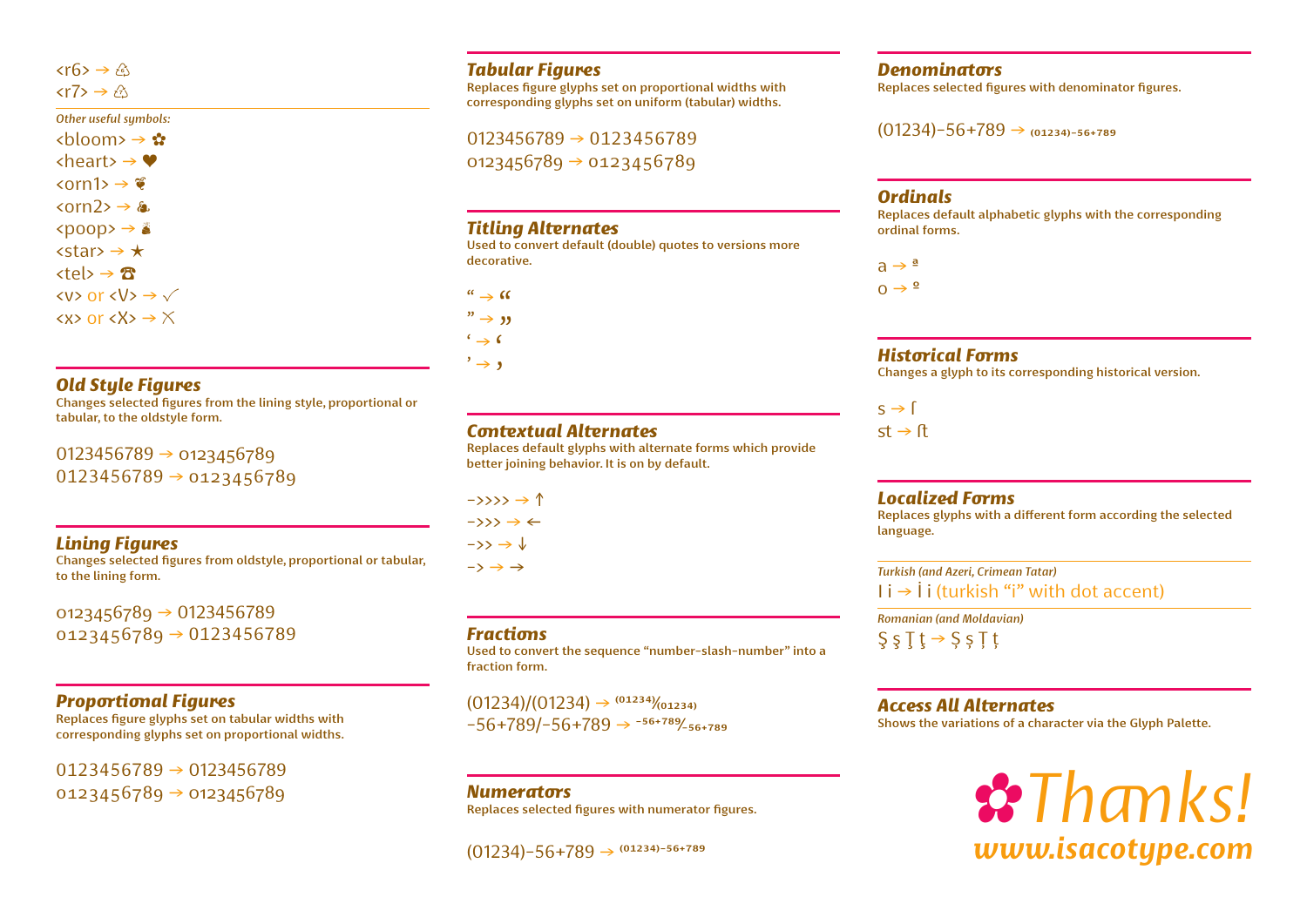<r6> → ♺
<r7> → ♺

*Other useful symbols:*

<bloom> → ✿
<heart> → ❤
<orn1> → ❦
<orn2> → ☙
<poop> → 💩
<star> → ★
<tel> → ☎
<v> or <V> → ✓
<x> or <X> → ✗

## Old Style Figures

Changes selected figures from the lining style, proportional or tabular, to the oldstyle form.

0123456789 → 0123456789
0123456789 → 0123456789

## Lining Figures

Changes selected figures from oldstyle, proportional or tabular, to the lining form.

0123456789 → 0123456789
0123456789 → 0123456789

## Proportional Figures

Replaces figure glyphs set on tabular widths with corresponding glyphs set on proportional widths.

0123456789 → 0123456789
0123456789 → 0123456789

## Tabular Figures

Replaces figure glyphs set on proportional widths with corresponding glyphs set on uniform (tabular) widths.

0123456789 → 0123456789
0123456789 → 0123456789

## Titling Alternates

Used to convert default (double) quotes to versions more decorative.

“ → “
” → ”
‘ → ‘
’ → ’

## Contextual Alternates

Replaces default glyphs with alternate forms which provide better joining behavior. It is on by default.

->>>> → ↑
->>> → ←
->> → ↓
-> → →

## Fractions

Used to convert the sequence “number-slash-number” into a fraction form.

(01234)/(01234) → (01234)⁄(01234)
-56+789/-56+789 → -56+789⁄-56+789

## Numerators

Replaces selected figures with numerator figures.

(01234)-56+789 → (01234)-56+789

## Denominators

Replaces selected figures with denominator figures.

(01234)-56+789 → (01234)-56+789

## Ordinals

Replaces default alphabetic glyphs with the corresponding ordinal forms.

a → ª
o → º

## Historical Forms

Changes a glyph to its corresponding historical version.

s → ſ
st → ſt

## Localized Forms

Replaces glyphs with a different form according the selected language.

*Turkish (and Azeri, Crimean Tatar)*

I i → İ i (turkish “i” with dot accent)

*Romanian (and Moldavian)*

Ş ş Ţ ţ → Ș ș Ț ț

## Access All Alternates

Shows the variations of a character via the Glyph Palette.

✿ Thanks!
www.isacotype.com